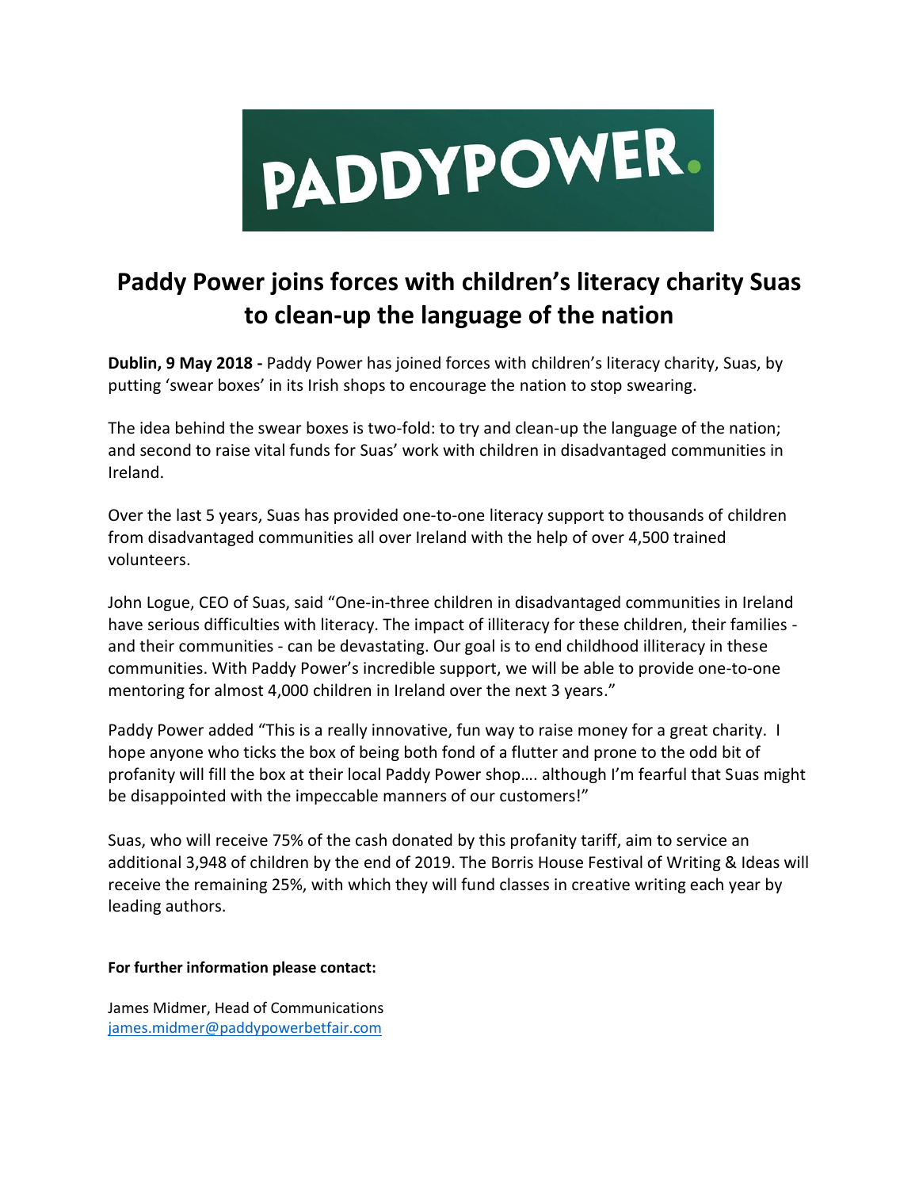# Paddy Power joins forces with children's literacy charity Suas to clean-up the language of the nation

**Dublin, 9 May 2018 -** Paddy Power has joined forces with children's literacy charity, Suas, by putting 'swear boxes' in its Irish shops to encourage the nation to stop swearing.

The idea behind the swear boxes is two-fold: to try and clean-up the language of the nation; and second to raise vital funds for Suas' work with children in disadvantaged communities in Ireland.

Over the last 5 years, Suas has provided one-to-one literacy support to thousands of children from disadvantaged communities all over Ireland with the help of over 4,500 trained volunteers.

John Logue, CEO of Suas, said "One-in-three children in disadvantaged communities in Ireland have serious difficulties with literacy. The impact of illiteracy for these children, their families - and their communities - can be devastating. Our goal is to end childhood illiteracy in these communities. With Paddy Power's incredible support, we will be able to provide one-to-one mentoring for almost 4,000 children in Ireland over the next 3 years."

Paddy Power added "This is a really innovative, fun way to raise money for a great charity. I hope anyone who ticks the box of being both fond of a flutter and prone to the odd bit of profanity will fill the box at their local Paddy Power shop…. although I'm fearful that Suas might be disappointed with the impeccable manners of our customers!"

Suas, who will receive 75% of the cash donated by this profanity tariff, aim to service an additional 3,948 of children by the end of 2019. The Borris House Festival of Writing & Ideas will receive the remaining 25%, with which they will fund classes in creative writing each year by leading authors.

**For further information please contact:**

James Midmer, Head of Communications
james.midmer@paddypowerbetfair.com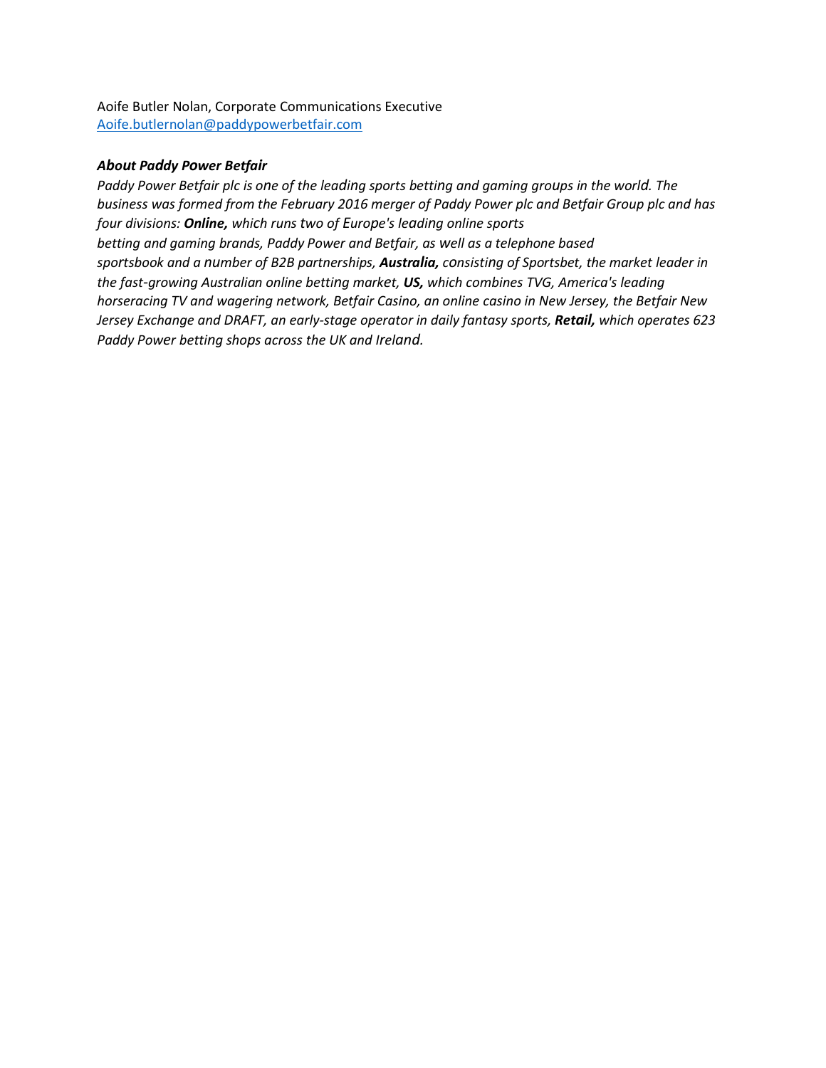Aoife Butler Nolan, Corporate Communications Executive
Aoife.butlernolan@paddypowerbetfair.com

***About Paddy Power Betfair***

*Paddy Power Betfair plc is one of the leading sports betting and gaming groups in the world. The business was formed from the February 2016 merger of Paddy Power plc and Betfair Group plc and has four divisions:* ***Online,*** *which runs two of Europe's leading online sports betting and gaming brands, Paddy Power and Betfair, as well as a telephone based sportsbook and a number of B2B partnerships,* ***Australia,*** *consisting of Sportsbet, the market leader in the fast-growing Australian online betting market,* ***US,*** *which combines TVG, America's leading horseracing TV and wagering network, Betfair Casino, an online casino in New Jersey, the Betfair New Jersey Exchange and DRAFT, an early-stage operator in daily fantasy sports,* ***Retail,*** *which operates 623 Paddy Power betting shops across the UK and Ireland.*